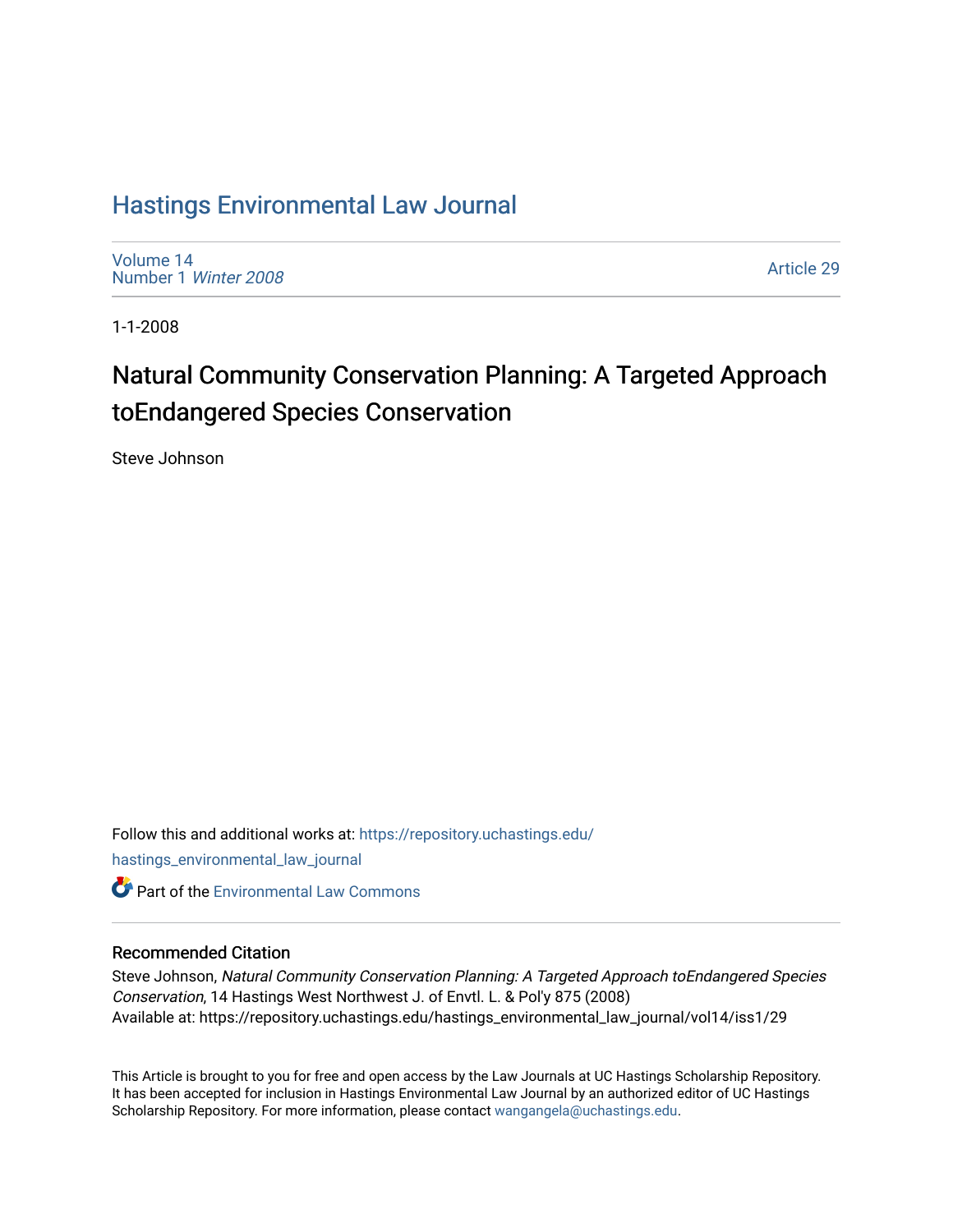# Hastings Environmental Law Journal

Volume 14
Number 1 *Winter 2008*

Article 29

1-1-2008

## Natural Community Conservation Planning: A Targeted Approach toEndangered Species Conservation

Steve Johnson

Follow this and additional works at: https://repository.uchastings.edu/hastings_environmental_law_journal

Part of the Environmental Law Commons

### Recommended Citation

Steve Johnson, *Natural Community Conservation Planning: A Targeted Approach toEndangered Species Conservation*, 14 Hastings West Northwest J. of Envtl. L. & Pol'y 875 (2008)
Available at: https://repository.uchastings.edu/hastings_environmental_law_journal/vol14/iss1/29

This Article is brought to you for free and open access by the Law Journals at UC Hastings Scholarship Repository. It has been accepted for inclusion in Hastings Environmental Law Journal by an authorized editor of UC Hastings Scholarship Repository. For more information, please contact wangangela@uchastings.edu.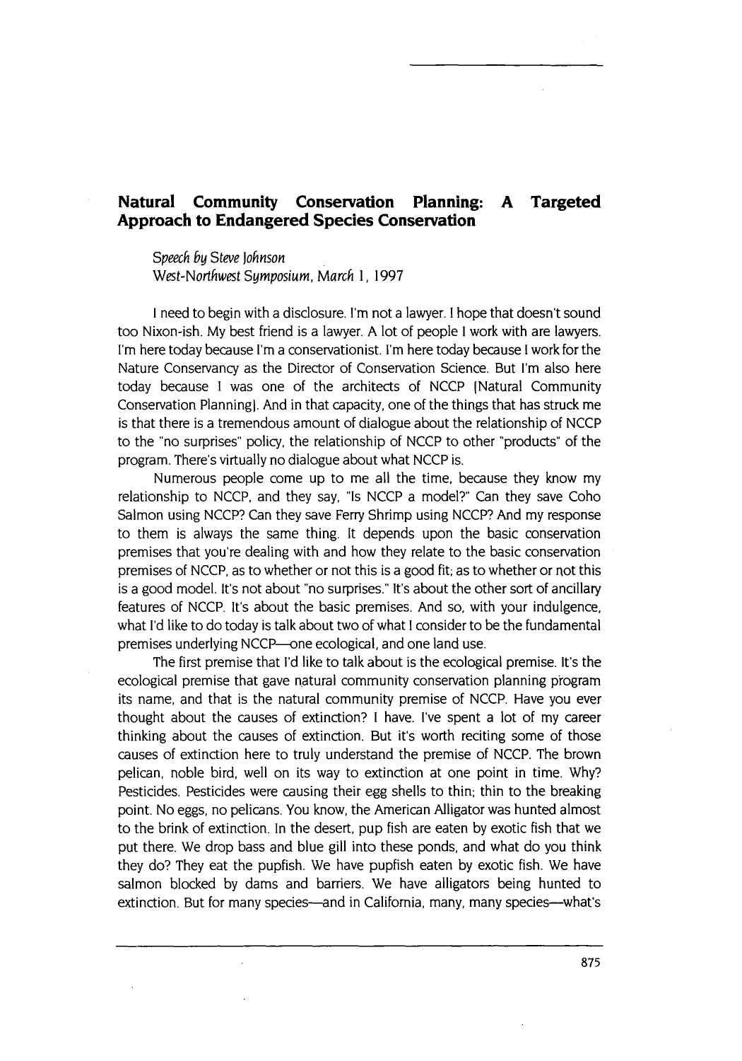## Natural Community Conservation Planning: A Targeted Approach to Endangered Species Conservation

*Speech by Steve Johnson*
*West-Northwest Symposium, March 1, 1997*

I need to begin with a disclosure. I'm not a lawyer. I hope that doesn't sound too Nixon-ish. My best friend is a lawyer. A lot of people I work with are lawyers. I'm here today because I'm a conservationist. I'm here today because I work for the Nature Conservancy as the Director of Conservation Science. But I'm also here today because I was one of the architects of NCCP [Natural Community Conservation Planning]. And in that capacity, one of the things that has struck me is that there is a tremendous amount of dialogue about the relationship of NCCP to the "no surprises" policy, the relationship of NCCP to other "products" of the program. There's virtually no dialogue about what NCCP is.

Numerous people come up to me all the time, because they know my relationship to NCCP, and they say, "Is NCCP a model?" Can they save Coho Salmon using NCCP? Can they save Ferry Shrimp using NCCP? And my response to them is always the same thing. It depends upon the basic conservation premises that you're dealing with and how they relate to the basic conservation premises of NCCP, as to whether or not this is a good fit; as to whether or not this is a good model. It's not about "no surprises." It's about the other sort of ancillary features of NCCP. It's about the basic premises. And so, with your indulgence, what I'd like to do today is talk about two of what I consider to be the fundamental premises underlying NCCP—one ecological, and one land use.

The first premise that I'd like to talk about is the ecological premise. It's the ecological premise that gave natural community conservation planning program its name, and that is the natural community premise of NCCP. Have you ever thought about the causes of extinction? I have. I've spent a lot of my career thinking about the causes of extinction. But it's worth reciting some of those causes of extinction here to truly understand the premise of NCCP. The brown pelican, noble bird, well on its way to extinction at one point in time. Why? Pesticides. Pesticides were causing their egg shells to thin; thin to the breaking point. No eggs, no pelicans. You know, the American Alligator was hunted almost to the brink of extinction. In the desert, pup fish are eaten by exotic fish that we put there. We drop bass and blue gill into these ponds, and what do you think they do? They eat the pupfish. We have pupfish eaten by exotic fish. We have salmon blocked by dams and barriers. We have alligators being hunted to extinction. But for many species—and in California, many, many species—what's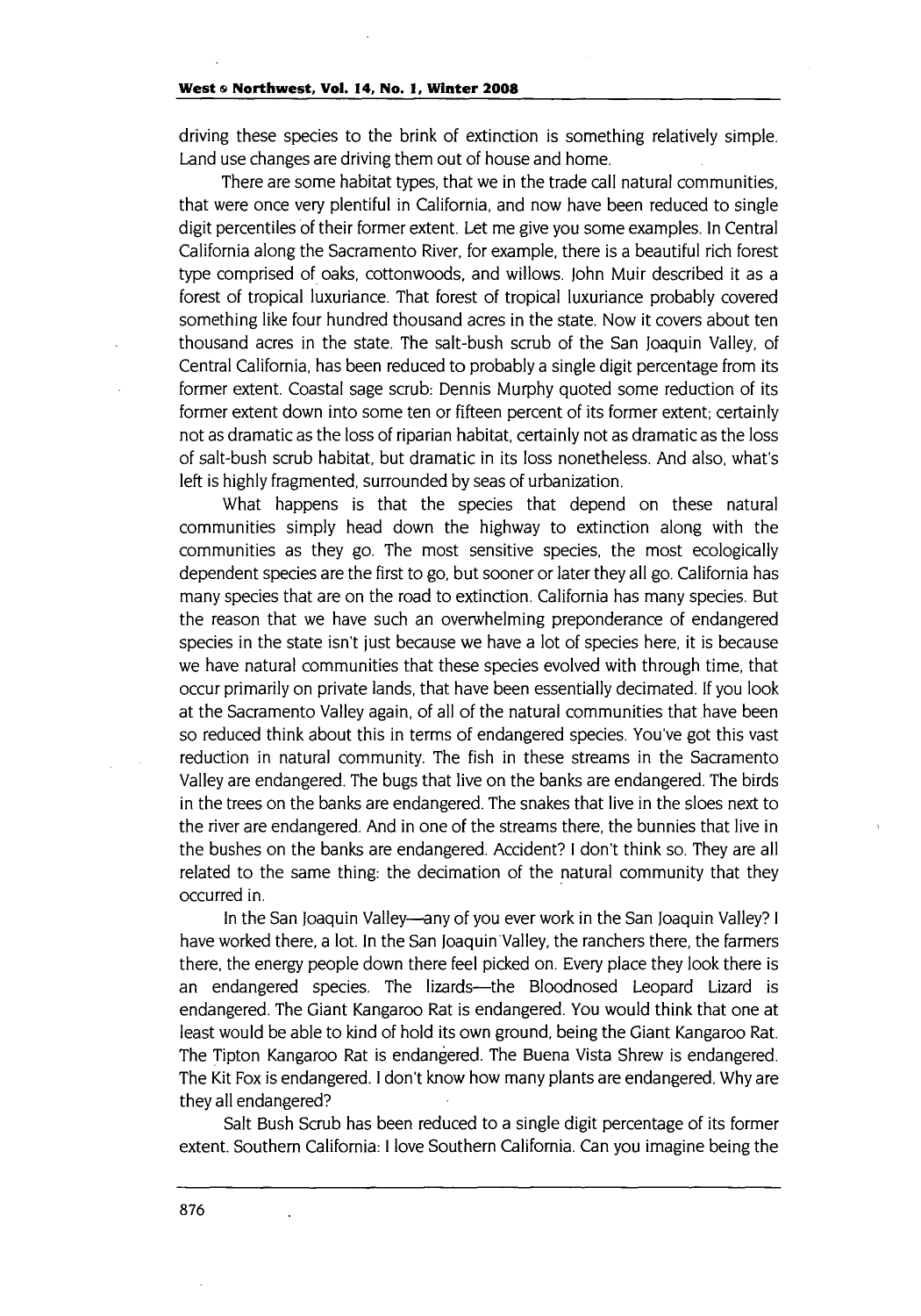driving these species to the brink of extinction is something relatively simple. Land use changes are driving them out of house and home.

There are some habitat types, that we in the trade call natural communities, that were once very plentiful in California, and now have been reduced to single digit percentiles of their former extent. Let me give you some examples. In Central California along the Sacramento River, for example, there is a beautiful rich forest type comprised of oaks, cottonwoods, and willows. John Muir described it as a forest of tropical luxuriance. That forest of tropical luxuriance probably covered something like four hundred thousand acres in the state. Now it covers about ten thousand acres in the state. The salt-bush scrub of the San Joaquin Valley, of Central California, has been reduced to probably a single digit percentage from its former extent. Coastal sage scrub: Dennis Murphy quoted some reduction of its former extent down into some ten or fifteen percent of its former extent; certainly not as dramatic as the loss of riparian habitat, certainly not as dramatic as the loss of salt-bush scrub habitat, but dramatic in its loss nonetheless. And also, what's left is highly fragmented, surrounded by seas of urbanization.

What happens is that the species that depend on these natural communities simply head down the highway to extinction along with the communities as they go. The most sensitive species, the most ecologically dependent species are the first to go, but sooner or later they all go. California has many species that are on the road to extinction. California has many species. But the reason that we have such an overwhelming preponderance of endangered species in the state isn't just because we have a lot of species here, it is because we have natural communities that these species evolved with through time, that occur primarily on private lands, that have been essentially decimated. If you look at the Sacramento Valley again, of all of the natural communities that have been so reduced think about this in terms of endangered species. You've got this vast reduction in natural community. The fish in these streams in the Sacramento Valley are endangered. The bugs that live on the banks are endangered. The birds in the trees on the banks are endangered. The snakes that live in the sloes next to the river are endangered. And in one of the streams there, the bunnies that live in the bushes on the banks are endangered. Accident? I don't think so. They are all related to the same thing: the decimation of the natural community that they occurred in.

In the San Joaquin Valley—any of you ever work in the San Joaquin Valley? I have worked there, a lot. In the San Joaquin Valley, the ranchers there, the farmers there, the energy people down there feel picked on. Every place they look there is an endangered species. The lizards—the Bloodnosed Leopard Lizard is endangered. The Giant Kangaroo Rat is endangered. You would think that one at least would be able to kind of hold its own ground, being the Giant Kangaroo Rat. The Tipton Kangaroo Rat is endangered. The Buena Vista Shrew is endangered. The Kit Fox is endangered. I don't know how many plants are endangered. Why are they all endangered?

Salt Bush Scrub has been reduced to a single digit percentage of its former extent. Southern California: I love Southern California. Can you imagine being the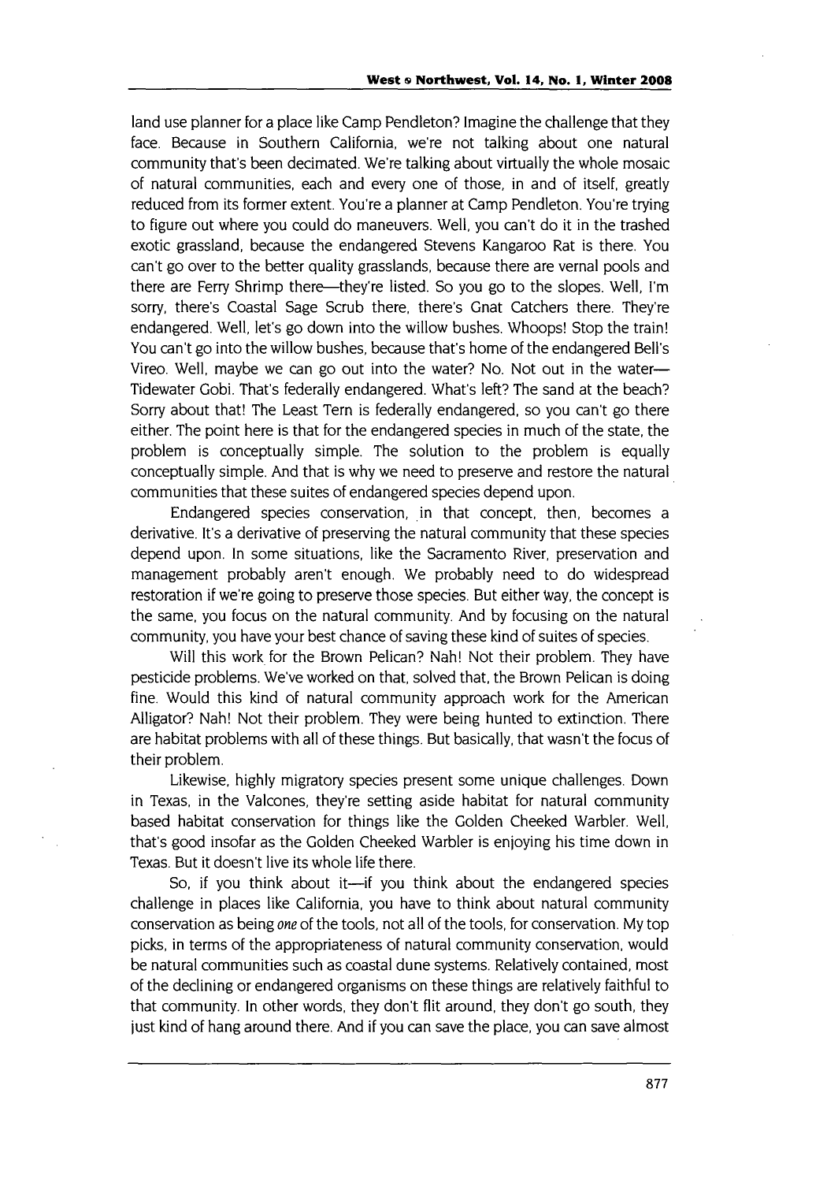land use planner for a place like Camp Pendleton? Imagine the challenge that they face. Because in Southern California, we're not talking about one natural community that's been decimated. We're talking about virtually the whole mosaic of natural communities, each and every one of those, in and of itself, greatly reduced from its former extent. You're a planner at Camp Pendleton. You're trying to figure out where you could do maneuvers. Well, you can't do it in the trashed exotic grassland, because the endangered Stevens Kangaroo Rat is there. You can't go over to the better quality grasslands, because there are vernal pools and there are Ferry Shrimp there—they're listed. So you go to the slopes. Well, I'm sorry, there's Coastal Sage Scrub there, there's Gnat Catchers there. They're endangered. Well, let's go down into the willow bushes. Whoops! Stop the train! You can't go into the willow bushes, because that's home of the endangered Bell's Vireo. Well, maybe we can go out into the water? No. Not out in the water—Tidewater Gobi. That's federally endangered. What's left? The sand at the beach? Sorry about that! The Least Tern is federally endangered, so you can't go there either. The point here is that for the endangered species in much of the state, the problem is conceptually simple. The solution to the problem is equally conceptually simple. And that is why we need to preserve and restore the natural communities that these suites of endangered species depend upon.

Endangered species conservation, in that concept, then, becomes a derivative. It's a derivative of preserving the natural community that these species depend upon. In some situations, like the Sacramento River, preservation and management probably aren't enough. We probably need to do widespread restoration if we're going to preserve those species. But either way, the concept is the same, you focus on the natural community. And by focusing on the natural community, you have your best chance of saving these kind of suites of species.

Will this work for the Brown Pelican? Nah! Not their problem. They have pesticide problems. We've worked on that, solved that, the Brown Pelican is doing fine. Would this kind of natural community approach work for the American Alligator? Nah! Not their problem. They were being hunted to extinction. There are habitat problems with all of these things. But basically, that wasn't the focus of their problem.

Likewise, highly migratory species present some unique challenges. Down in Texas, in the Valcones, they're setting aside habitat for natural community based habitat conservation for things like the Golden Cheeked Warbler. Well, that's good insofar as the Golden Cheeked Warbler is enjoying his time down in Texas. But it doesn't live its whole life there.

So, if you think about it—if you think about the endangered species challenge in places like California, you have to think about natural community conservation as being *one* of the tools, not all of the tools, for conservation. My top picks, in terms of the appropriateness of natural community conservation, would be natural communities such as coastal dune systems. Relatively contained, most of the declining or endangered organisms on these things are relatively faithful to that community. In other words, they don't flit around, they don't go south, they just kind of hang around there. And if you can save the place, you can save almost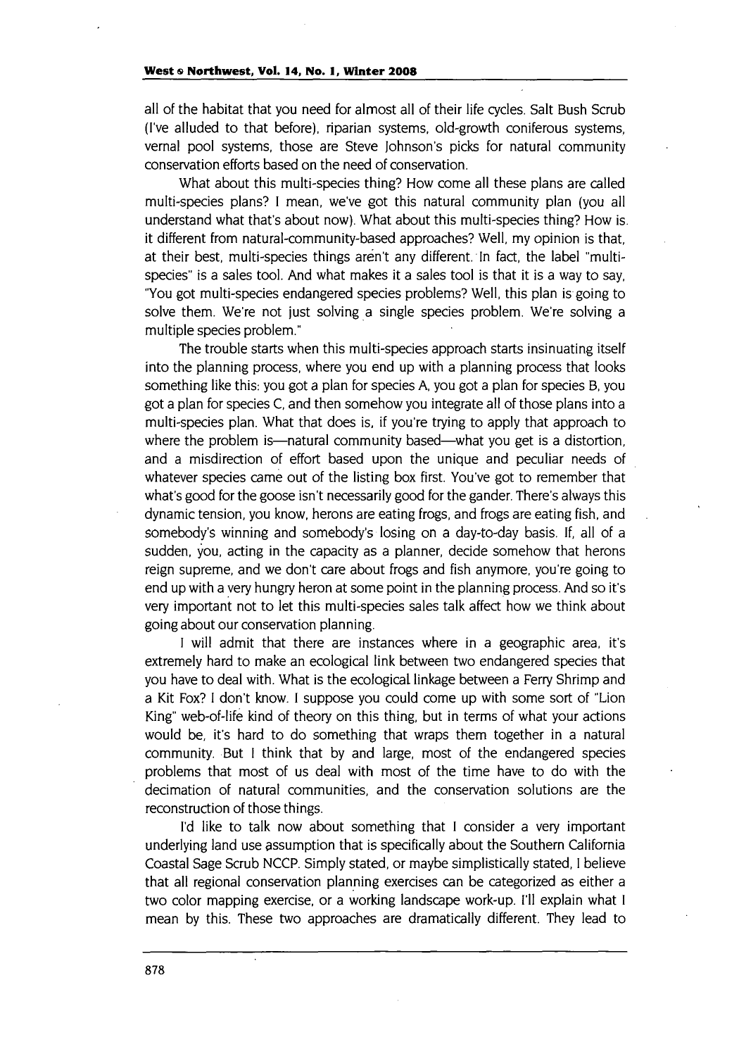all of the habitat that you need for almost all of their life cycles. Salt Bush Scrub (I've alluded to that before), riparian systems, old-growth coniferous systems, vernal pool systems, those are Steve Johnson's picks for natural community conservation efforts based on the need of conservation.

What about this multi-species thing? How come all these plans are called multi-species plans? I mean, we've got this natural community plan (you all understand what that's about now). What about this multi-species thing? How is it different from natural-community-based approaches? Well, my opinion is that, at their best, multi-species things aren't any different. In fact, the label "multi-species" is a sales tool. And what makes it a sales tool is that it is a way to say, "You got multi-species endangered species problems? Well, this plan is going to solve them. We're not just solving a single species problem. We're solving a multiple species problem."

The trouble starts when this multi-species approach starts insinuating itself into the planning process, where you end up with a planning process that looks something like this: you got a plan for species A, you got a plan for species B, you got a plan for species C, and then somehow you integrate all of those plans into a multi-species plan. What that does is, if you're trying to apply that approach to where the problem is—natural community based—what you get is a distortion, and a misdirection of effort based upon the unique and peculiar needs of whatever species came out of the listing box first. You've got to remember that what's good for the goose isn't necessarily good for the gander. There's always this dynamic tension, you know, herons are eating frogs, and frogs are eating fish, and somebody's winning and somebody's losing on a day-to-day basis. If, all of a sudden, you, acting in the capacity as a planner, decide somehow that herons reign supreme, and we don't care about frogs and fish anymore, you're going to end up with a very hungry heron at some point in the planning process. And so it's very important not to let this multi-species sales talk affect how we think about going about our conservation planning.

I will admit that there are instances where in a geographic area, it's extremely hard to make an ecological link between two endangered species that you have to deal with. What is the ecological linkage between a Ferry Shrimp and a Kit Fox? I don't know. I suppose you could come up with some sort of "Lion King" web-of-life kind of theory on this thing, but in terms of what your actions would be, it's hard to do something that wraps them together in a natural community. But I think that by and large, most of the endangered species problems that most of us deal with most of the time have to do with the decimation of natural communities, and the conservation solutions are the reconstruction of those things.

I'd like to talk now about something that I consider a very important underlying land use assumption that is specifically about the Southern California Coastal Sage Scrub NCCP. Simply stated, or maybe simplistically stated, I believe that all regional conservation planning exercises can be categorized as either a two color mapping exercise, or a working landscape work-up. I'll explain what I mean by this. These two approaches are dramatically different. They lead to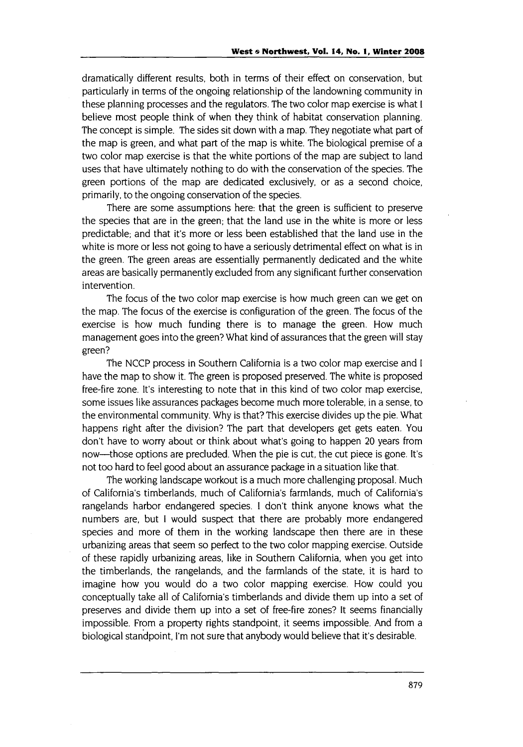dramatically different results, both in terms of their effect on conservation, but particularly in terms of the ongoing relationship of the landowning community in these planning processes and the regulators. The two color map exercise is what I believe most people think of when they think of habitat conservation planning. The concept is simple. The sides sit down with a map. They negotiate what part of the map is green, and what part of the map is white. The biological premise of a two color map exercise is that the white portions of the map are subject to land uses that have ultimately nothing to do with the conservation of the species. The green portions of the map are dedicated exclusively, or as a second choice, primarily, to the ongoing conservation of the species.

There are some assumptions here: that the green is sufficient to preserve the species that are in the green; that the land use in the white is more or less predictable; and that it's more or less been established that the land use in the white is more or less not going to have a seriously detrimental effect on what is in the green. The green areas are essentially permanently dedicated and the white areas are basically permanently excluded from any significant further conservation intervention.

The focus of the two color map exercise is how much green can we get on the map. The focus of the exercise is configuration of the green. The focus of the exercise is how much funding there is to manage the green. How much management goes into the green? What kind of assurances that the green will stay green?

The NCCP process in Southern California is a two color map exercise and I have the map to show it. The green is proposed preserved. The white is proposed free-fire zone. It's interesting to note that in this kind of two color map exercise, some issues like assurances packages become much more tolerable, in a sense, to the environmental community. Why is that? This exercise divides up the pie. What happens right after the division? The part that developers get gets eaten. You don't have to worry about or think about what's going to happen 20 years from now—those options are precluded. When the pie is cut, the cut piece is gone. It's not too hard to feel good about an assurance package in a situation like that.

The working landscape workout is a much more challenging proposal. Much of California's timberlands, much of California's farmlands, much of California's rangelands harbor endangered species. I don't think anyone knows what the numbers are, but I would suspect that there are probably more endangered species and more of them in the working landscape then there are in these urbanizing areas that seem so perfect to the two color mapping exercise. Outside of these rapidly urbanizing areas, like in Southern California, when you get into the timberlands, the rangelands, and the farmlands of the state, it is hard to imagine how you would do a two color mapping exercise. How could you conceptually take all of California's timberlands and divide them up into a set of preserves and divide them up into a set of free-fire zones? It seems financially impossible. From a property rights standpoint, it seems impossible. And from a biological standpoint, I'm not sure that anybody would believe that it's desirable.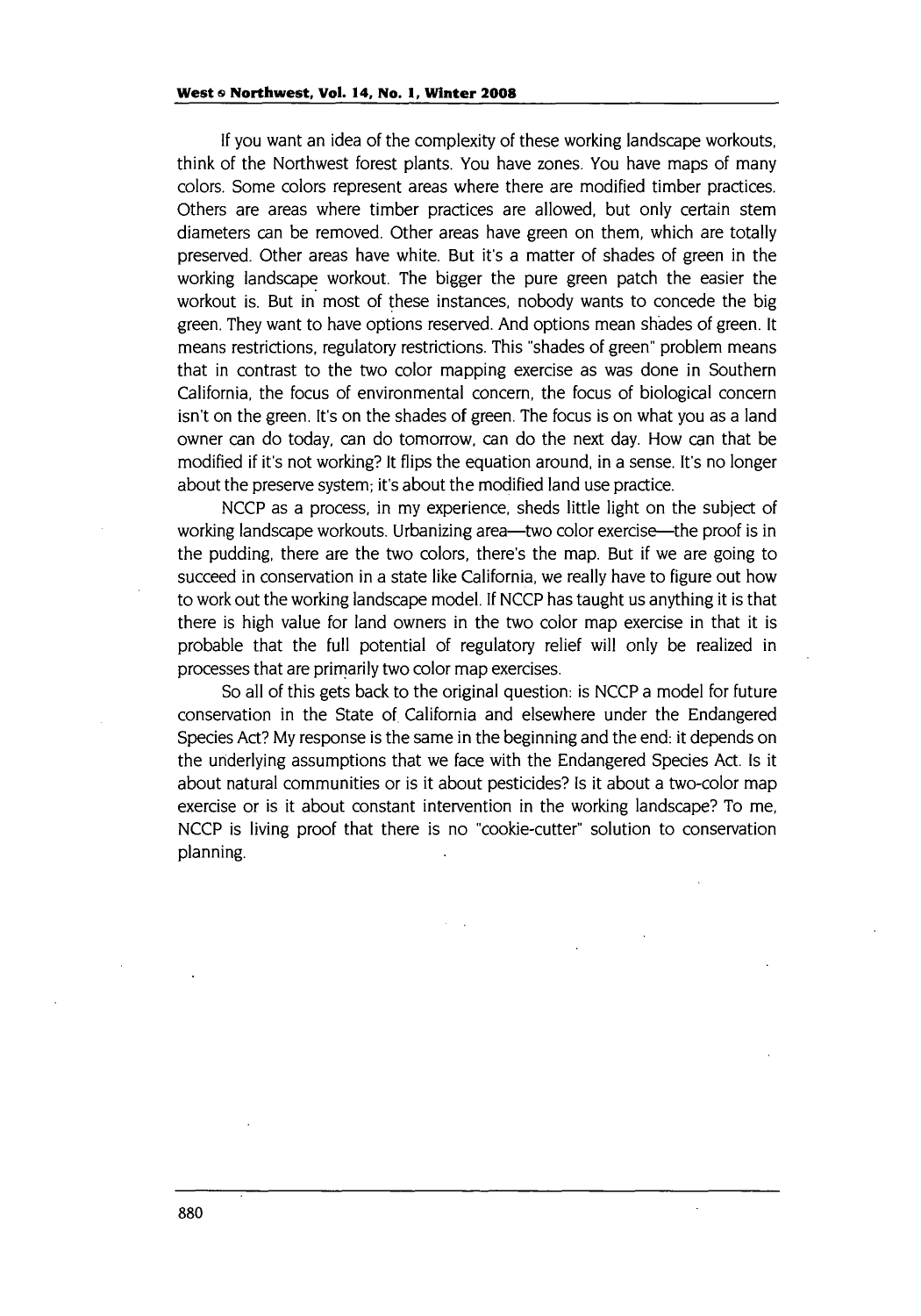If you want an idea of the complexity of these working landscape workouts, think of the Northwest forest plants. You have zones. You have maps of many colors. Some colors represent areas where there are modified timber practices. Others are areas where timber practices are allowed, but only certain stem diameters can be removed. Other areas have green on them, which are totally preserved. Other areas have white. But it's a matter of shades of green in the working landscape workout. The bigger the pure green patch the easier the workout is. But in most of these instances, nobody wants to concede the big green. They want to have options reserved. And options mean shades of green. It means restrictions, regulatory restrictions. This "shades of green" problem means that in contrast to the two color mapping exercise as was done in Southern California, the focus of environmental concern, the focus of biological concern isn't on the green. It's on the shades of green. The focus is on what you as a land owner can do today, can do tomorrow, can do the next day. How can that be modified if it's not working? It flips the equation around, in a sense. It's no longer about the preserve system; it's about the modified land use practice.

NCCP as a process, in my experience, sheds little light on the subject of working landscape workouts. Urbanizing area—two color exercise—the proof is in the pudding, there are the two colors, there's the map. But if we are going to succeed in conservation in a state like California, we really have to figure out how to work out the working landscape model. If NCCP has taught us anything it is that there is high value for land owners in the two color map exercise in that it is probable that the full potential of regulatory relief will only be realized in processes that are primarily two color map exercises.

So all of this gets back to the original question: is NCCP a model for future conservation in the State of California and elsewhere under the Endangered Species Act? My response is the same in the beginning and the end: it depends on the underlying assumptions that we face with the Endangered Species Act. Is it about natural communities or is it about pesticides? Is it about a two-color map exercise or is it about constant intervention in the working landscape? To me, NCCP is living proof that there is no "cookie-cutter" solution to conservation planning.